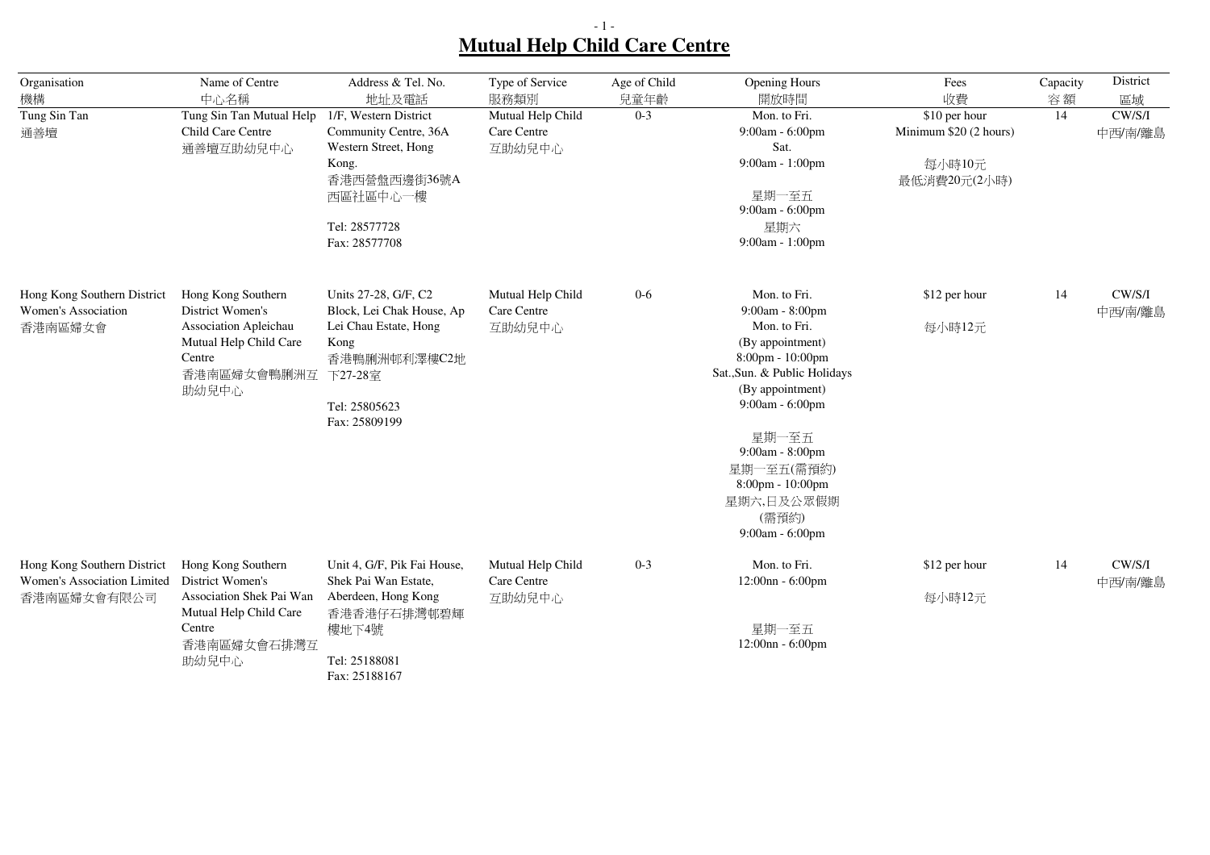# Mutual Help Child Care Centre

| Organisation 機構 | Name of Centre 中心名稱 | Address & Tel. No. 地址及電話 | Type of Service 服務類別 | Age of Child 兒童年齡 | Opening Hours 開放時間 | Fees 收費 | Capacity 容額 | District 區域 |
|---|---|---|---|---|---|---|---|---|
| Tung Sin Tan 通善壇 | Tung Sin Tan Mutual Help Child Care Centre 通善壇互助幼兒中心 | 1/F, Western District Community Centre, 36A Western Street, Hong Kong. 香港西營盤西邊街36號A西區社區中心一樓 Tel: 28577728 Fax: 28577708 | Mutual Help Child Care Centre 互助幼兒中心 | 0-3 | Mon. to Fri. 9:00am - 6:00pm Sat. 9:00am - 1:00pm 星期一至五 9:00am - 6:00pm 星期六 9:00am - 1:00pm | $10 per hour Minimum $20 (2 hours) 每小時10元 最低消費20元(2小時) | 14 | CW/S/I 中西/南/離島 |
| Hong Kong Southern District Women's Association 香港南區婦女會 | Hong Kong Southern District Women's Association Apleichau Mutual Help Child Care Centre 香港南區婦女會鴨脷洲互助幼兒中心 | Units 27-28, G/F, C2 Block, Lei Chak House, Ap Lei Chau Estate, Hong Kong 香港鴨脷洲邨利澤樓C2地下27-28室 Tel: 25805623 Fax: 25809199 | Mutual Help Child Care Centre 互助幼兒中心 | 0-6 | Mon. to Fri. 9:00am - 8:00pm Mon. to Fri. (By appointment) 8:00pm - 10:00pm Sat.,Sun. & Public Holidays (By appointment) 9:00am - 6:00pm 星期一至五 9:00am - 8:00pm 星期一至五(需預約) 8:00pm - 10:00pm 星期六,日及公眾假期 (需預約) 9:00am - 6:00pm | $12 per hour 每小時12元 | 14 | CW/S/I 中西/南/離島 |
| Hong Kong Southern District Women's Association Limited 香港南區婦女會有限公司 | Hong Kong Southern District Women's Association Shek Pai Wan Mutual Help Child Care Centre 香港南區婦女會石排灣互助幼兒中心 | Unit 4, G/F, Pik Fai House, Shek Pai Wan Estate, Aberdeen, Hong Kong 香港香港仔石排灣邨碧輝樓地下4號 Tel: 25188081 Fax: 25188167 | Mutual Help Child Care Centre 互助幼兒中心 | 0-3 | Mon. to Fri. 12:00nn - 6:00pm 星期一至五 12:00nn - 6:00pm | $12 per hour 每小時12元 | 14 | CW/S/I 中西/南/離島 |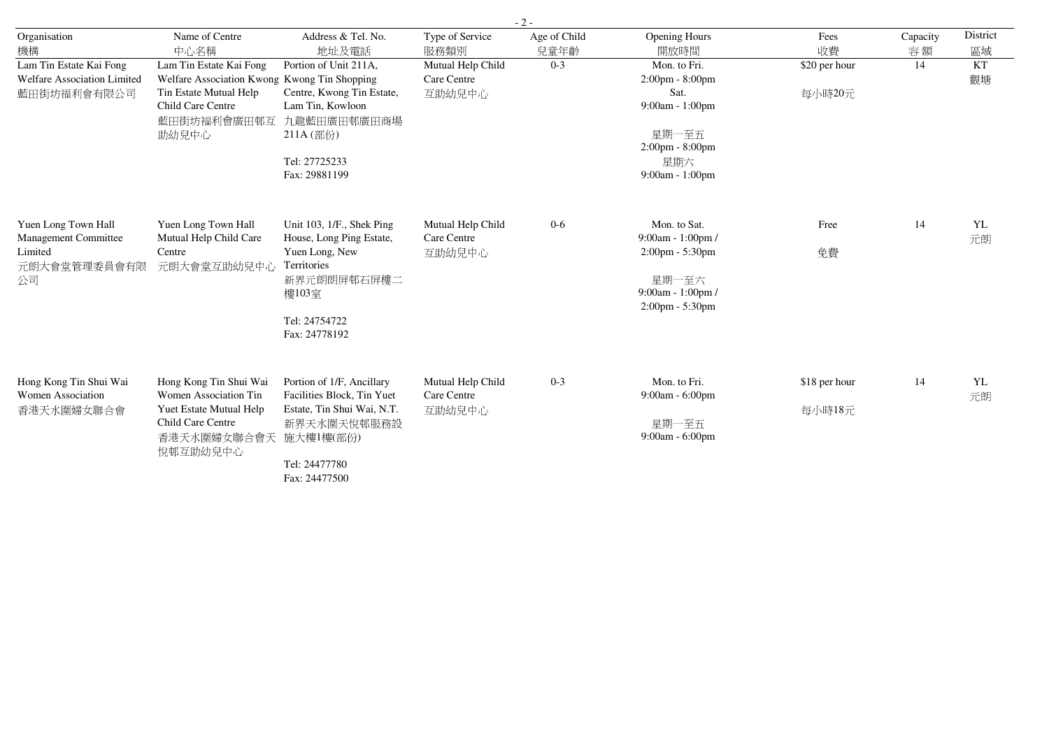| Organisation 機構 | Name of Centre 中心名稱 | Address & Tel. No. 地址及電話 | Type of Service 服務類別 | Age of Child 兒童年齡 | Opening Hours 開放時間 | Fees 收費 | Capacity 容額 | District 區域 |
|---|---|---|---|---|---|---|---|---|
| Lam Tin Estate Kai Fong Welfare Association Limited 藍田街坊福利會有限公司 | Lam Tin Estate Kai Fong Welfare Association Kwong Tin Estate Mutual Help Child Care Centre 藍田街坊福利會廣田邨互助幼兒中心 | Portion of Unit 211A, Kwong Tin Shopping Centre, Kwong Tin Estate, Lam Tin, Kowloon 九龍藍田廣田邨廣田商場211A (部份) Tel: 27725233 Fax: 29881199 | Mutual Help Child Care Centre 互助幼兒中心 | 0-3 | Mon. to Fri. 2:00pm - 8:00pm Sat. 9:00am - 1:00pm 星期一至五 2:00pm - 8:00pm 星期六 9:00am - 1:00pm | $20 per hour 每小時20元 | 14 | KT 觀塘 |
| Yuen Long Town Hall Management Committee Limited 元朗大會堂管理委員會有限公司 | Yuen Long Town Hall Mutual Help Child Care Centre 元朗大會堂互助幼兒中心 | Unit 103, 1/F., Shek Ping House, Long Ping Estate, Yuen Long, New Territories 新界元朗朗屏邨石屏樓二樓103室 Tel: 24754722 Fax: 24778192 | Mutual Help Child Care Centre 互助幼兒中心 | 0-6 | Mon. to Sat. 9:00am - 1:00pm / 2:00pm - 5:30pm 星期一至六 9:00am - 1:00pm / 2:00pm - 5:30pm | Free 免費 | 14 | YL 元朗 |
| Hong Kong Tin Shui Wai Women Association 香港天水圍婦女聯合會 | Hong Kong Tin Shui Wai Women Association Tin Yuet Estate Mutual Help Child Care Centre 香港天水圍婦女聯合會天悅邨互助幼兒中心 | Portion of 1/F, Ancillary Facilities Block, Tin Yuet Estate, Tin Shui Wai, N.T. 新界天水圍天悅邨服務設施大樓1樓(部份) Tel: 24477780 Fax: 24477500 | Mutual Help Child Care Centre 互助幼兒中心 | 0-3 | Mon. to Fri. 9:00am - 6:00pm 星期一至五 9:00am - 6:00pm | $18 per hour 每小時18元 | 14 | YL 元朗 |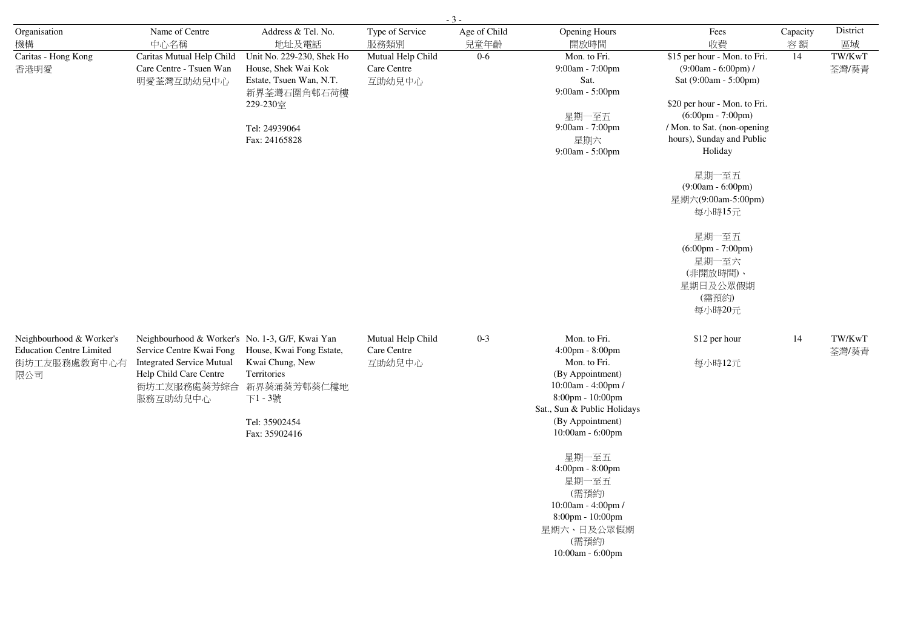| Organisation 機構 | Name of Centre 中心名稱 | Address & Tel. No. 地址及電話 | Type of Service 服務類別 | Age of Child 兒童年齡 | Opening Hours 開放時間 | Fees 收費 | Capacity 容額 | District 區域 |
|---|---|---|---|---|---|---|---|---|
| Caritas - Hong Kong 香港明愛 | Caritas Mutual Help Child Care Centre - Tsuen Wan 明愛荃灣互助幼兒中心 | Unit No. 229-230, Shek Ho House, Shek Wai Kok Estate, Tsuen Wan, N.T. 新界荃灣石圍角邨石荷樓229-230室<br><br>Tel: 24939064<br>Fax: 24165828 | Mutual Help Child Care Centre 互助幼兒中心 | 0-6 | Mon. to Fri.<br>9:00am - 7:00pm<br>Sat.<br>9:00am - 5:00pm<br><br>星期一至五<br>9:00am - 7:00pm<br>星期六<br>9:00am - 5:00pm | $15 per hour - Mon. to Fri. (9:00am - 6:00pm) / Sat (9:00am - 5:00pm)<br><br>$20 per hour - Mon. to Fri. (6:00pm - 7:00pm) / Mon. to Sat. (non-opening hours), Sunday and Public Holiday<br><br>星期一至五 (9:00am - 6:00pm)<br>星期六(9:00am-5:00pm)<br>每小時15元<br><br>星期一至五 (6:00pm - 7:00pm)<br>星期一至六 (非開放時間)、星期日及公眾假期 (需預約)<br>每小時20元 | 14 | TW/KwT 荃灣/葵青 |
| Neighbourhood & Worker's Education Centre Limited 街坊工友服務處教育中心有限公司 | Neighbourhood & Worker's Service Centre Kwai Fong Integrated Service Mutual Help Child Care Centre 街坊工友服務處葵芳綜合服務互助幼兒中心 | No. 1-3, G/F, Kwai Yan House, Kwai Fong Estate, Kwai Chung, New Territories 新界葵涌葵芳邨葵仁樓地下1 - 3號<br><br>Tel: 35902454<br>Fax: 35902416 | Mutual Help Child Care Centre 互助幼兒中心 | 0-3 | Mon. to Fri.<br>4:00pm - 8:00pm<br>Mon. to Fri.<br>(By Appointment)<br>10:00am - 4:00pm /<br>8:00pm - 10:00pm<br>Sat., Sun & Public Holidays<br>(By Appointment)<br>10:00am - 6:00pm<br><br>星期一至五<br>4:00pm - 8:00pm<br>星期一至五<br>(需預約)<br>10:00am - 4:00pm /<br>8:00pm - 10:00pm<br>星期六、日及公眾假期<br>(需預約)<br>10:00am - 6:00pm | $12 per hour<br><br>每小時12元 | 14 | TW/KwT 荃灣/葵青 |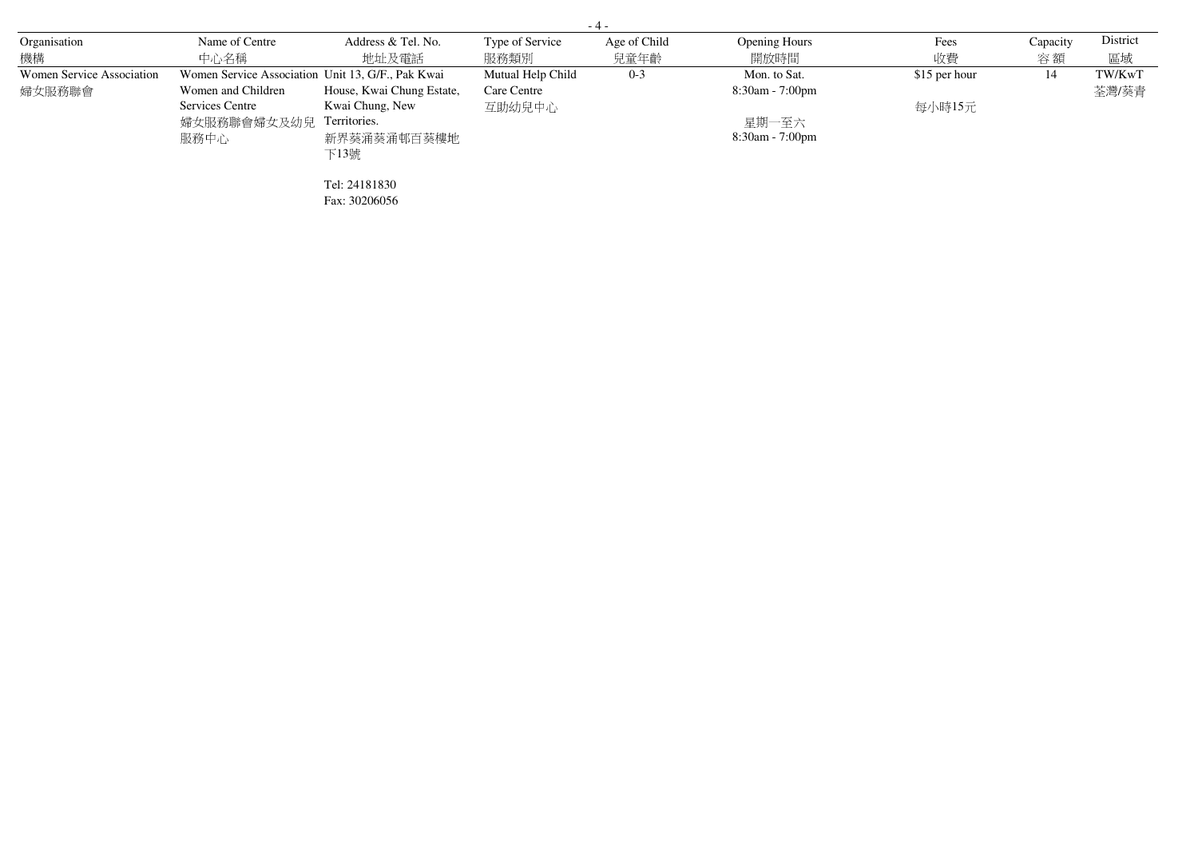| Organisation 機構 | Name of Centre 中心名稱 | Address & Tel. No. 地址及電話 | Type of Service 服務類別 | Age of Child 兒童年齡 | Opening Hours 開放時間 | Fees 收費 | Capacity 容額 | District 區域 |
|---|---|---|---|---|---|---|---|---|
| Women Service Association 婦女服務聯會 | Women Service Association Women and Children Services Centre 婦女服務聯會婦女及幼兒服務中心 | Unit 13, G/F., Pak Kwai House, Kwai Chung Estate, Kwai Chung, New Territories. 新界葵涌葵涌邨百葵樓地下13號 Tel: 24181830 Fax: 30206056 | Mutual Help Child Care Centre 互助幼兒中心 | 0-3 | Mon. to Sat. 8:30am - 7:00pm 星期一至六 8:30am - 7:00pm | $15 per hour 每小時15元 | 14 | TW/KwT 荃灣/葵青 |